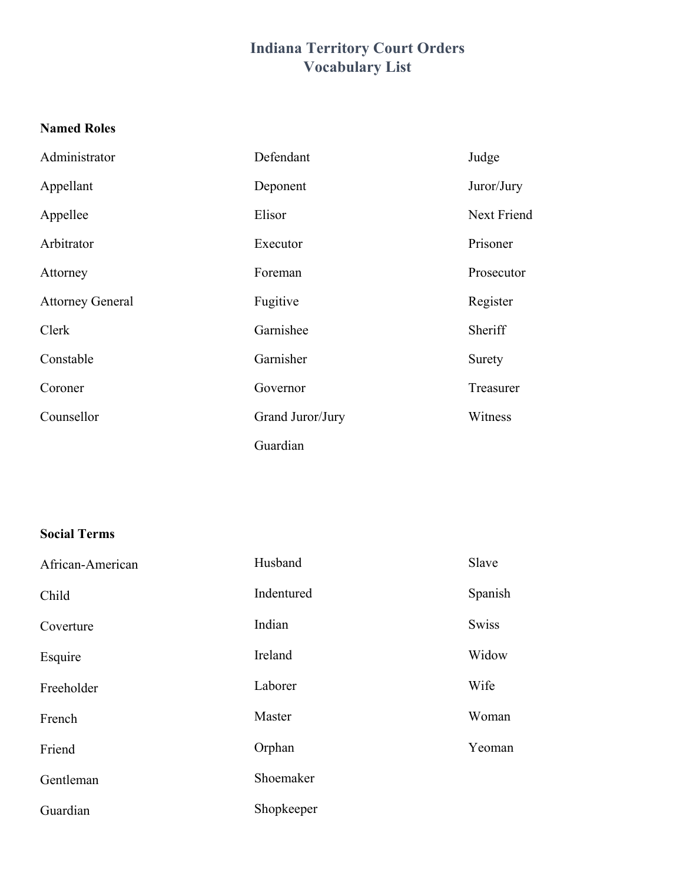# Indiana Territory Court Orders
## Vocabulary List

### Named Roles

- Administrator
- Appellant
- Appellee
- Arbitrator
- Attorney
- Attorney General
- Clerk
- Constable
- Coroner
- Counsellor
- Defendant
- Deponent
- Elisor
- Executor
- Foreman
- Fugitive
- Garnishee
- Garnisher
- Governor
- Grand Juror/Jury
- Guardian
- Judge
- Juror/Jury
- Next Friend
- Prisoner
- Prosecutor
- Register
- Sheriff
- Surety
- Treasurer
- Witness

### Social Terms

- African-American
- Child
- Coverture
- Esquire
- Freeholder
- French
- Friend
- Gentleman
- Guardian
- Husband
- Indentured
- Indian
- Ireland
- Laborer
- Master
- Orphan
- Shoemaker
- Shopkeeper
- Slave
- Spanish
- Swiss
- Widow
- Wife
- Woman
- Yeoman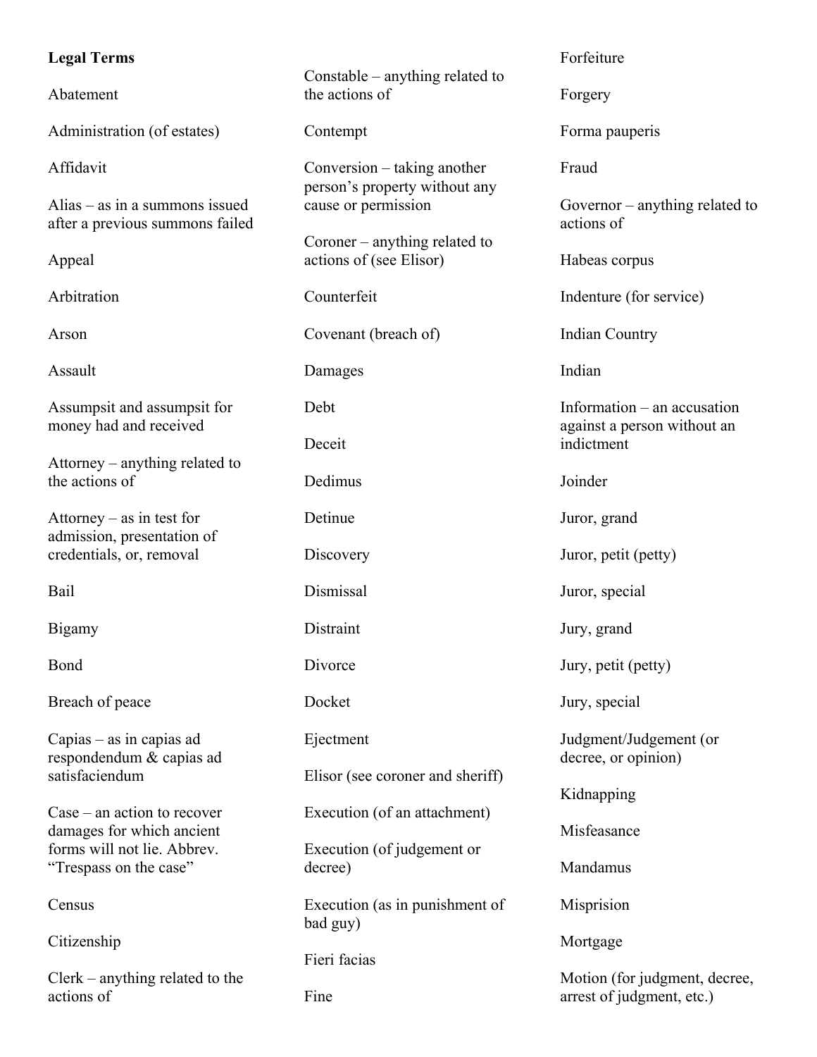**Legal Terms**

Abatement

Administration (of estates)

Affidavit

Alias – as in a summons issued after a previous summons failed

Appeal

Arbitration

Arson

Assault

Assumpsit and assumpsit for money had and received

Attorney – anything related to the actions of

Attorney – as in test for admission, presentation of credentials, or, removal

Bail

Bigamy

Bond

Breach of peace

Capias – as in capias ad respondendum & capias ad satisfaciendum

Case – an action to recover damages for which ancient forms will not lie. Abbrev. "Trespass on the case"

Census

Citizenship

Clerk – anything related to the actions of

Constable – anything related to the actions of

Contempt

Conversion – taking another person's property without any cause or permission

Coroner – anything related to actions of (see Elisor)

Counterfeit

Covenant (breach of)

Damages

Debt

Deceit

Dedimus

Detinue

Discovery

Dismissal

Distraint

Divorce

Docket

Ejectment

Elisor (see coroner and sheriff)

Execution (of an attachment)

Execution (of judgement or decree)

Execution (as in punishment of bad guy)

Fieri facias

Fine

Forfeiture

Forgery

Forma pauperis

Fraud

Governor – anything related to actions of

Habeas corpus

Indenture (for service)

Indian Country

Indian

Information – an accusation against a person without an indictment

Joinder

Juror, grand

Juror, petit (petty)

Juror, special

Jury, grand

Jury, petit (petty)

Jury, special

Judgment/Judgement (or decree, or opinion)

Kidnapping

Misfeasance

Mandamus

Misprision

Mortgage

Motion (for judgment, decree, arrest of judgment, etc.)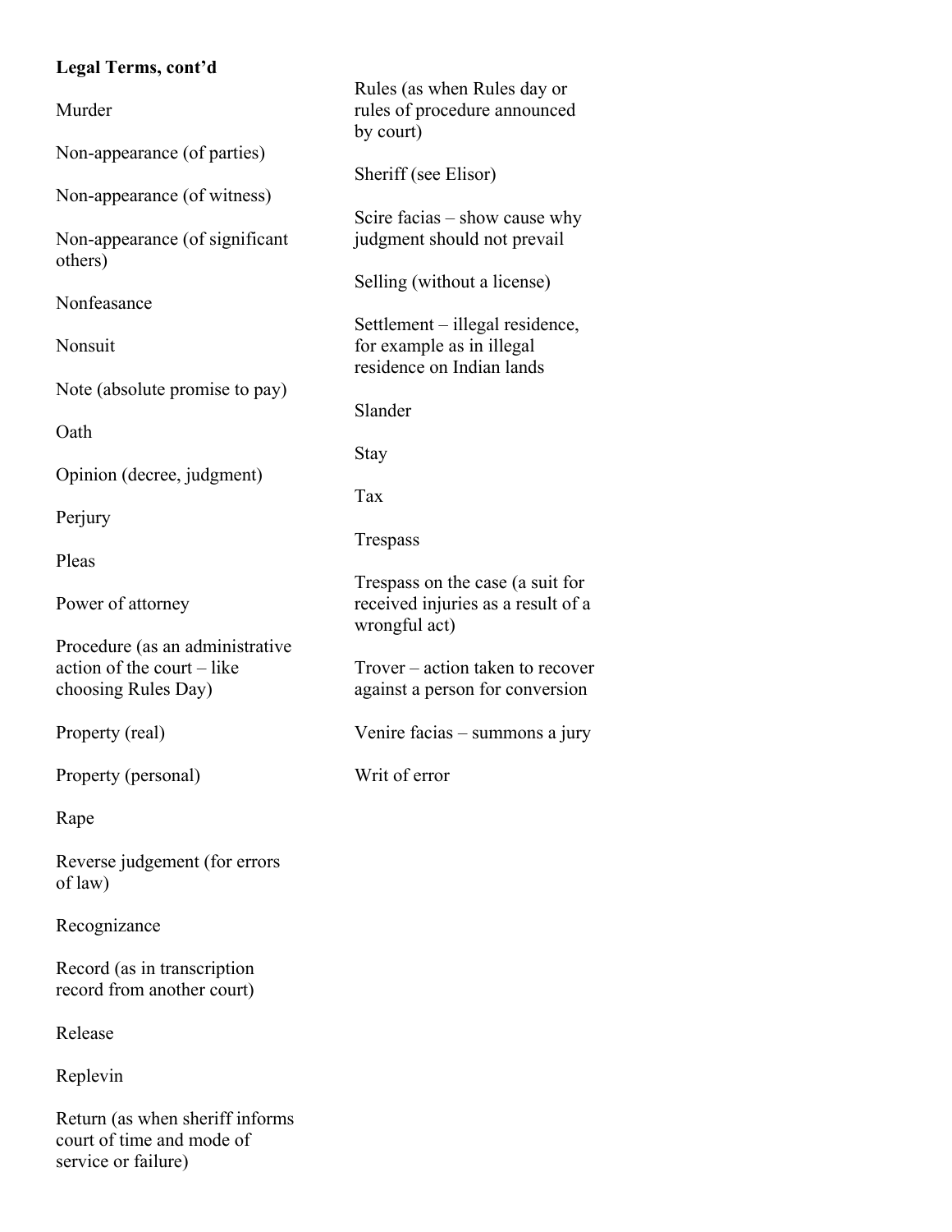**Legal Terms, cont'd**

Murder

Non-appearance (of parties)

Non-appearance (of witness)

Non-appearance (of significant others)

Nonfeasance

Nonsuit

Note (absolute promise to pay)

Oath

Opinion (decree, judgment)

Perjury

Pleas

Power of attorney

Procedure (as an administrative action of the court – like choosing Rules Day)

Property (real)

Property (personal)

Rape

Reverse judgement (for errors of law)

Recognizance

Record (as in transcription record from another court)

Release

Replevin

Return (as when sheriff informs court of time and mode of service or failure)

Rules (as when Rules day or rules of procedure announced by court)

Sheriff (see Elisor)

Scire facias – show cause why judgment should not prevail

Selling (without a license)

Settlement – illegal residence, for example as in illegal residence on Indian lands

Slander

Stay

Tax

Trespass

Trespass on the case (a suit for received injuries as a result of a wrongful act)

Trover – action taken to recover against a person for conversion

Venire facias – summons a jury

Writ of error